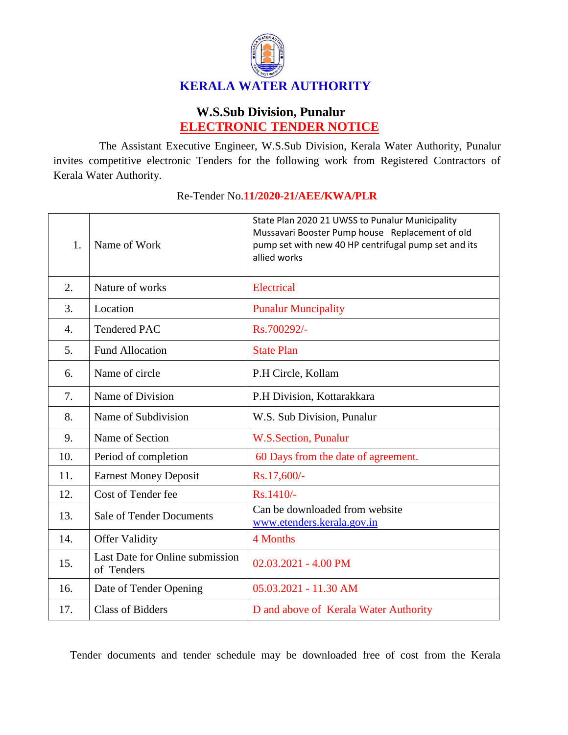# KERALA WATER AUTHORITY

## W.S.Sub Division, Punalur

## ELECTRONIC TENDER NOTICE

The Assistant Executive Engineer, W.S.Sub Division, Kerala Water Authority, Punalur invites competitive electronic Tenders for the following work from Registered Contractors of Kerala Water Authority.

Re-Tender No.**11/2020-21/AEE/KWA/PLR**

| | | |
|---|---|---|
| 1. | Name of Work | State Plan 2020 21 UWSS to Punalur Municipality Mussavari Booster Pump house Replacement of old pump set with new 40 HP centrifugal pump set and its allied works |
| 2. | Nature of works | Electrical |
| 3. | Location | Punalur Muncipality |
| 4. | Tendered PAC | Rs.700292/- |
| 5. | Fund Allocation | State Plan |
| 6. | Name of circle | P.H Circle, Kollam |
| 7. | Name of Division | P.H Division, Kottarakkara |
| 8. | Name of Subdivision | W.S. Sub Division, Punalur |
| 9. | Name of Section | W.S.Section, Punalur |
| 10. | Period of completion | 60 Days from the date of agreement. |
| 11. | Earnest Money Deposit | Rs.17,600/- |
| 12. | Cost of Tender fee | Rs.1410/- |
| 13. | Sale of Tender Documents | Can be downloaded from website www.etenders.kerala.gov.in |
| 14. | Offer Validity | 4 Months |
| 15. | Last Date for Online submission of Tenders | 02.03.2021 - 4.00 PM |
| 16. | Date of Tender Opening | 05.03.2021 - 11.30 AM |
| 17. | Class of Bidders | D and above of Kerala Water Authority |

Tender documents and tender schedule may be downloaded free of cost from the Kerala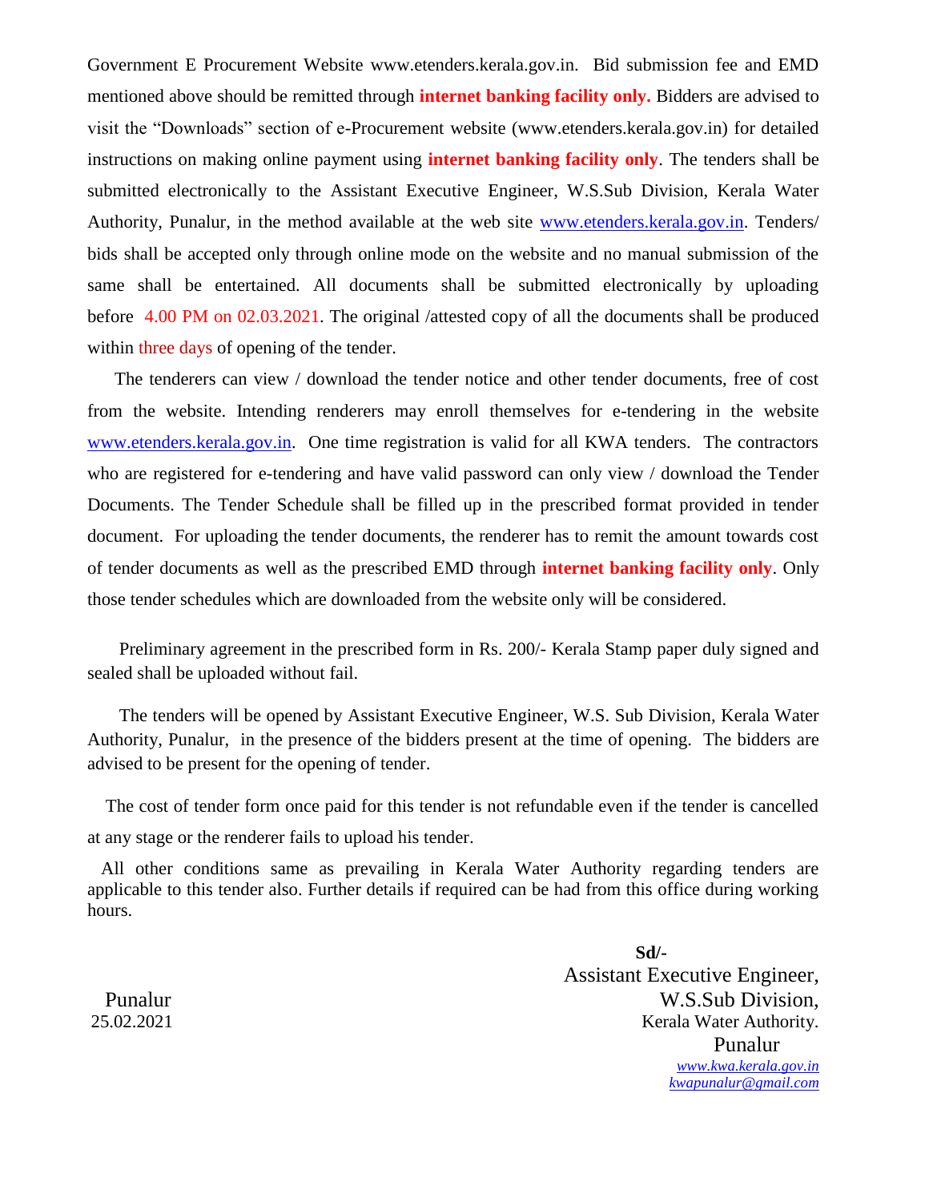Government E Procurement Website www.etenders.kerala.gov.in. Bid submission fee and EMD mentioned above should be remitted through **internet banking facility only.** Bidders are advised to visit the "Downloads" section of e-Procurement website (www.etenders.kerala.gov.in) for detailed instructions on making online payment using **internet banking facility only**. The tenders shall be submitted electronically to the Assistant Executive Engineer, W.S.Sub Division, Kerala Water Authority, Punalur, in the method available at the web site www.etenders.kerala.gov.in. Tenders/ bids shall be accepted only through online mode on the website and no manual submission of the same shall be entertained. All documents shall be submitted electronically by uploading before 4.00 PM on 02.03.2021. The original /attested copy of all the documents shall be produced within three days of opening of the tender.

The tenderers can view / download the tender notice and other tender documents, free of cost from the website. Intending renderers may enroll themselves for e-tendering in the website www.etenders.kerala.gov.in. One time registration is valid for all KWA tenders. The contractors who are registered for e-tendering and have valid password can only view / download the Tender Documents. The Tender Schedule shall be filled up in the prescribed format provided in tender document. For uploading the tender documents, the renderer has to remit the amount towards cost of tender documents as well as the prescribed EMD through **internet banking facility only**. Only those tender schedules which are downloaded from the website only will be considered.

Preliminary agreement in the prescribed form in Rs. 200/- Kerala Stamp paper duly signed and sealed shall be uploaded without fail.

The tenders will be opened by Assistant Executive Engineer, W.S. Sub Division, Kerala Water Authority, Punalur, in the presence of the bidders present at the time of opening. The bidders are advised to be present for the opening of tender.

The cost of tender form once paid for this tender is not refundable even if the tender is cancelled at any stage or the renderer fails to upload his tender.

All other conditions same as prevailing in Kerala Water Authority regarding tenders are applicable to this tender also. Further details if required can be had from this office during working hours.

**Sd/-**

Assistant Executive Engineer,
W.S.Sub Division,
Kerala Water Authority.
Punalur
*www.kwa.kerala.gov.in*
*kwapunalur@gmail.com*

Punalur
25.02.2021